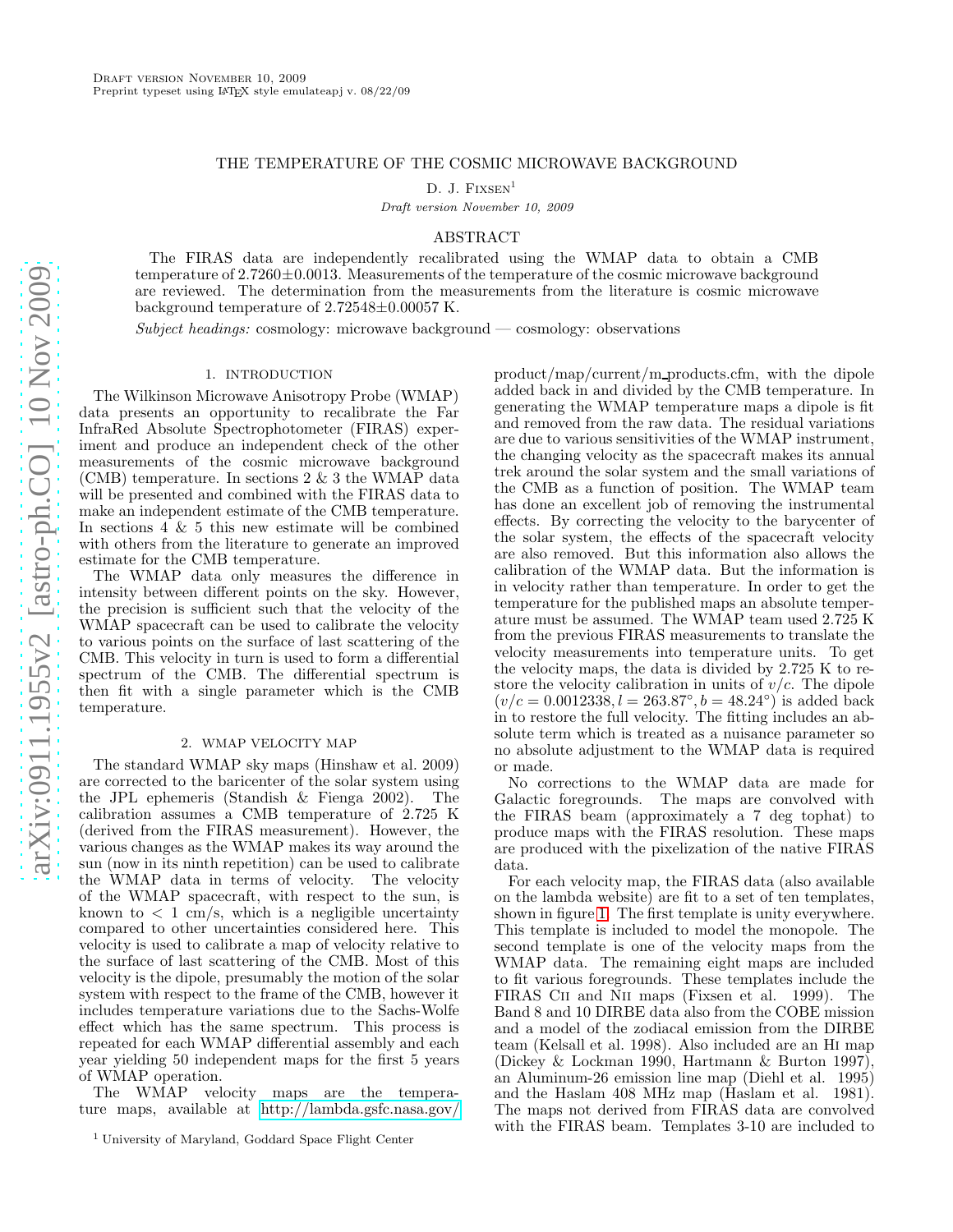Draft version November 10, 2009
Preprint typeset using LaTeX style emulateapj v. 08/22/09

# THE TEMPERATURE OF THE COSMIC MICROWAVE BACKGROUND

D. J. Fixsen[1]

*Draft version November 10, 2009*

## ABSTRACT

The FIRAS data are independently recalibrated using the WMAP data to obtain a CMB temperature of 2.7260±0.0013. Measurements of the temperature of the cosmic microwave background are reviewed. The determination from the measurements from the literature is cosmic microwave background temperature of 2.72548±0.00057 K.

*Subject headings:* cosmology: microwave background — cosmology: observations

## 1. INTRODUCTION

The Wilkinson Microwave Anisotropy Probe (WMAP) data presents an opportunity to recalibrate the Far InfraRed Absolute Spectrophotometer (FIRAS) experiment and produce an independent check of the other measurements of the cosmic microwave background (CMB) temperature. In sections 2 & 3 the WMAP data will be presented and combined with the FIRAS data to make an independent estimate of the CMB temperature. In sections 4 & 5 this new estimate will be combined with others from the literature to generate an improved estimate for the CMB temperature.

The WMAP data only measures the difference in intensity between different points on the sky. However, the precision is sufficient such that the velocity of the WMAP spacecraft can be used to calibrate the velocity to various points on the surface of last scattering of the CMB. This velocity in turn is used to form a differential spectrum of the CMB. The differential spectrum is then fit with a single parameter which is the CMB temperature.

## 2. WMAP VELOCITY MAP

The standard WMAP sky maps (Hinshaw et al. 2009) are corrected to the baricenter of the solar system using the JPL ephemeris (Standish & Fienga 2002). The calibration assumes a CMB temperature of 2.725 K (derived from the FIRAS measurement). However, the various changes as the WMAP makes its way around the sun (now in its ninth repetition) can be used to calibrate the WMAP data in terms of velocity. The velocity of the WMAP spacecraft, with respect to the sun, is known to < 1 cm/s, which is a negligible uncertainty compared to other uncertainties considered here. This velocity is used to calibrate a map of velocity relative to the surface of last scattering of the CMB. Most of this velocity is the dipole, presumably the motion of the solar system with respect to the frame of the CMB, however it includes temperature variations due to the Sachs-Wolfe effect which has the same spectrum. This process is repeated for each WMAP differential assembly and each year yielding 50 independent maps for the first 5 years of WMAP operation.

The WMAP velocity maps are the temperature maps, available at http://lambda.gsfc.nasa.gov/product/map/current/m_products.cfm, with the dipole added back in and divided by the CMB temperature. In generating the WMAP temperature maps a dipole is fit and removed from the raw data. The residual variations are due to various sensitivities of the WMAP instrument, the changing velocity as the spacecraft makes its annual trek around the solar system and the small variations of the CMB as a function of position. The WMAP team has done an excellent job of removing the instrumental effects. By correcting the velocity to the barycenter of the solar system, the effects of the spacecraft velocity are also removed. But this information also allows the calibration of the WMAP data. But the information is in velocity rather than temperature. In order to get the temperature for the published maps an absolute temperature must be assumed. The WMAP team used 2.725 K from the previous FIRAS measurements to translate the velocity measurements into temperature units. To get the velocity maps, the data is divided by 2.725 K to restore the velocity calibration in units of $v/c$. The dipole ($v/c = 0.0012338, l = 263.87°, b = 48.24°$) is added back in to restore the full velocity. The fitting includes an absolute term which is treated as a nuisance parameter so no absolute adjustment to the WMAP data is required or made.

No corrections to the WMAP data are made for Galactic foregrounds. The maps are convolved with the FIRAS beam (approximately a 7 deg tophat) to produce maps with the FIRAS resolution. These maps are produced with the pixelization of the native FIRAS data.

For each velocity map, the FIRAS data (also available on the lambda website) are fit to a set of ten templates, shown in figure 1. The first template is unity everywhere. This template is included to model the monopole. The second template is one of the velocity maps from the WMAP data. The remaining eight maps are included to fit various foregrounds. These templates include the FIRAS C II and N II maps (Fixsen et al. 1999). The Band 8 and 10 DIRBE data also from the COBE mission and a model of the zodiacal emission from the DIRBE team (Kelsall et al. 1998). Also included are an H I map (Dickey & Lockman 1990, Hartmann & Burton 1997), an Aluminum-26 emission line map (Diehl et al. 1995) and the Haslam 408 MHz map (Haslam et al. 1981). The maps not derived from FIRAS data are convolved with the FIRAS beam. Templates 3-10 are included to

[1] University of Maryland, Goddard Space Flight Center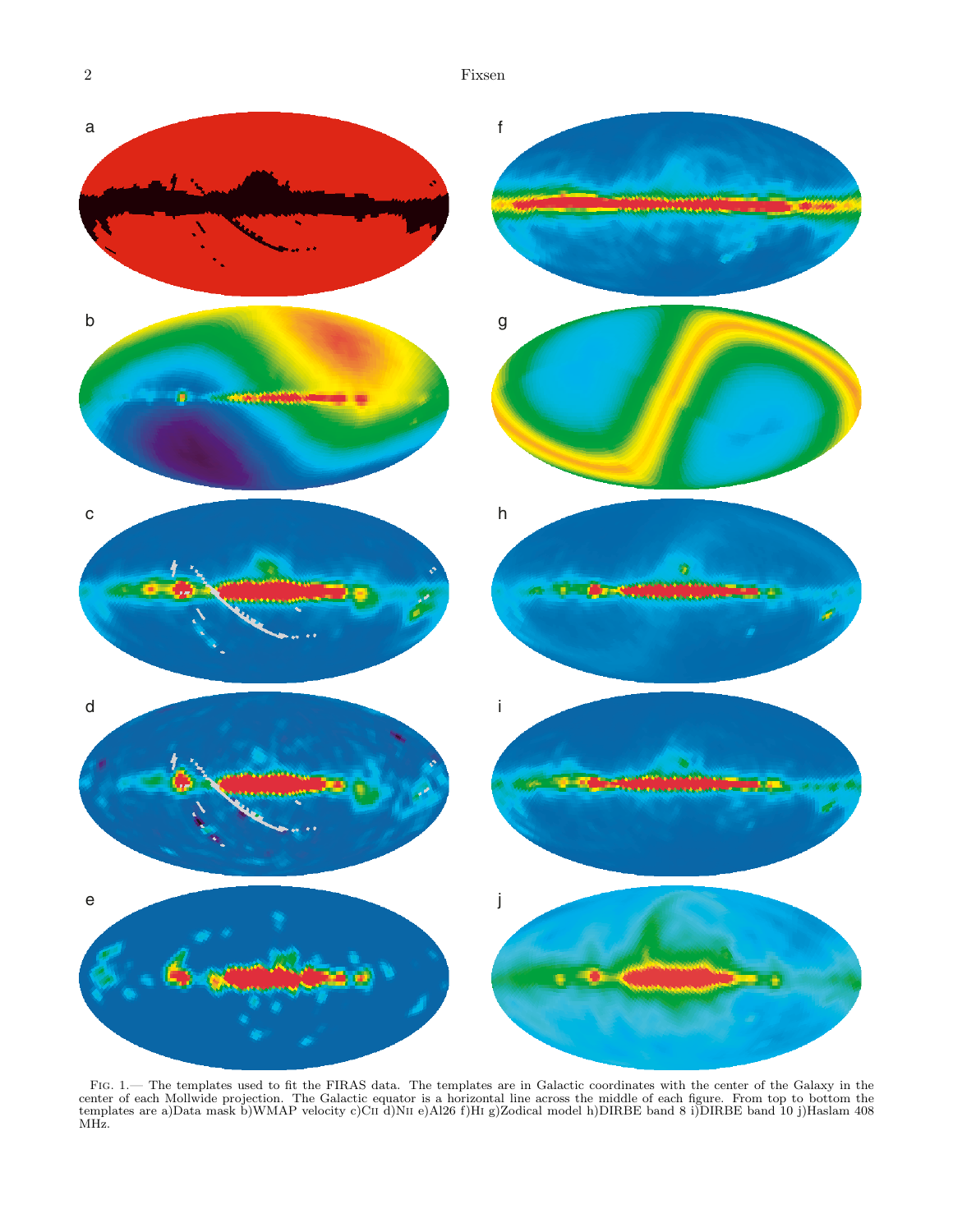a

b

c

d

e

f

g

h

i

j

Fig. 1.— The templates used to fit the FIRAS data. The templates are in Galactic coordinates with the center of the Galaxy in the center of each Mollwide projection. The Galactic equator is a horizontal line across the middle of each figure. From top to bottom the templates are a)Data mask b)WMAP velocity c)CII d)NII e)Al26 f)HI g)Zodical model h)DIRBE band 8 i)DIRBE band 10 j)Haslam 408 MHz.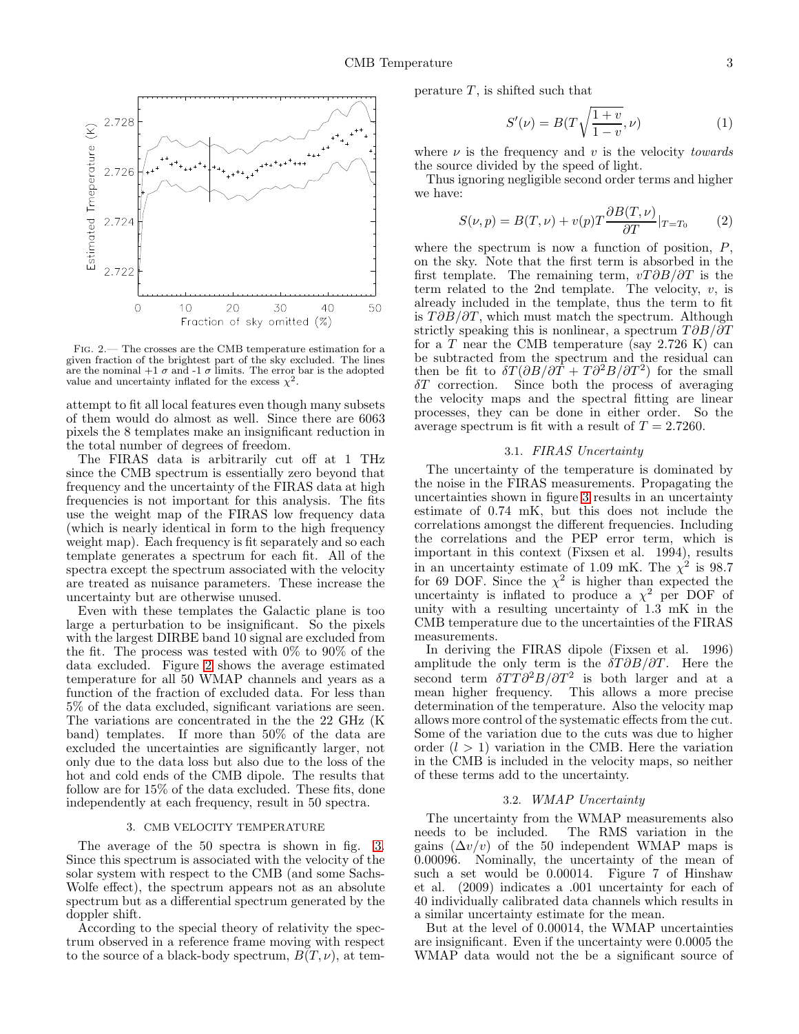FIG. 2.— The crosses are the CMB temperature estimation for a given fraction of the brightest part of the sky excluded. The lines are the nominal +1 $\sigma$ and -1 $\sigma$ limits. The error bar is the adopted value and uncertainty inflated for the excess $\chi^2$.

attempt to fit all local features even though many subsets of them would do almost as well. Since there are 6063 pixels the 8 templates make an insignificant reduction in the total number of degrees of freedom.

The FIRAS data is arbitrarily cut off at 1 THz since the CMB spectrum is essentially zero beyond that frequency and the uncertainty of the FIRAS data at high frequencies is not important for this analysis. The fits use the weight map of the FIRAS low frequency data (which is nearly identical in form to the high frequency weight map). Each frequency is fit separately and so each template generates a spectrum for each fit. All of the spectra except the spectrum associated with the velocity are treated as nuisance parameters. These increase the uncertainty but are otherwise unused.

Even with these templates the Galactic plane is too large a perturbation to be insignificant. So the pixels with the largest DIRBE band 10 signal are excluded from the fit. The process was tested with 0% to 90% of the data excluded. Figure 2 shows the average estimated temperature for all 50 WMAP channels and years as a function of the fraction of excluded data. For less than 5% of the data excluded, significant variations are seen. The variations are concentrated in the the 22 GHz (K band) templates. If more than 50% of the data are excluded the uncertainties are significantly larger, not only due to the data loss but also due to the loss of the hot and cold ends of the CMB dipole. The results that follow are for 15% of the data excluded. These fits, done independently at each frequency, result in 50 spectra.

## 3. CMB VELOCITY TEMPERATURE

The average of the 50 spectra is shown in fig. 3. Since this spectrum is associated with the velocity of the solar system with respect to the CMB (and some Sachs-Wolfe effect), the spectrum appears not as an absolute spectrum but as a differential spectrum generated by the doppler shift.

According to the special theory of relativity the spectrum observed in a reference frame moving with respect to the source of a black-body spectrum, $B(T, \nu)$, at temperature $T$, is shifted such that

$$S'(\nu) = B(T\sqrt{\frac{1+v}{1-v}}, \nu) \qquad (1)$$

where $\nu$ is the frequency and $v$ is the velocity *towards* the source divided by the speed of light.

Thus ignoring negligible second order terms and higher we have:

$$S(\nu, p) = B(T, \nu) + v(p)T\frac{\partial B(T, \nu)}{\partial T}|_{T=T_0} \qquad (2)$$

where the spectrum is now a function of position, $P$, on the sky. Note that the first term is absorbed in the first template. The remaining term, $vT\partial B/\partial T$ is the term related to the 2nd template. The velocity, $v$, is already included in the template, thus the term to fit is $T\partial B/\partial T$, which must match the spectrum. Although strictly speaking this is nonlinear, a spectrum $T\partial B/\partial T$ for a $T$ near the CMB temperature (say 2.726 K) can be subtracted from the spectrum and the residual can then be fit to $\delta T(\partial B/\partial T + T\partial^2 B/\partial T^2)$ for the small $\delta T$ correction. Since both the process of averaging the velocity maps and the spectral fitting are linear processes, they can be done in either order. So the average spectrum is fit with a result of $T = 2.7260$.

### 3.1. *FIRAS Uncertainty*

The uncertainty of the temperature is dominated by the noise in the FIRAS measurements. Propagating the uncertainties shown in figure 3 results in an uncertainty estimate of 0.74 mK, but this does not include the correlations amongst the different frequencies. Including the correlations and the PEP error term, which is important in this context (Fixsen et al. 1994), results in an uncertainty estimate of 1.09 mK. The $\chi^2$ is 98.7 for 69 DOF. Since the $\chi^2$ is higher than expected the uncertainty is inflated to produce a $\chi^2$ per DOF of unity with a resulting uncertainty of 1.3 mK in the CMB temperature due to the uncertainties of the FIRAS measurements.

In deriving the FIRAS dipole (Fixsen et al. 1996) amplitude the only term is the $\delta T\partial B/\partial T$. Here the second term $\delta TT\partial^2 B/\partial T^2$ is both larger and at a mean higher frequency. This allows a more precise determination of the temperature. Also the velocity map allows more control of the systematic effects from the cut. Some of the variation due to the cuts was due to higher order ($l > 1$) variation in the CMB. Here the variation in the CMB is included in the velocity maps, so neither of these terms add to the uncertainty.

### 3.2. *WMAP Uncertainty*

The uncertainty from the WMAP measurements also needs to be included. The RMS variation in the gains ($\Delta v/v$) of the 50 independent WMAP maps is 0.00096. Nominally, the uncertainty of the mean of such a set would be 0.00014. Figure 7 of Hinshaw et al. (2009) indicates a .001 uncertainty for each of 40 individually calibrated data channels which results in a similar uncertainty estimate for the mean.

But at the level of 0.00014, the WMAP uncertainties are insignificant. Even if the uncertainty were 0.0005 the WMAP data would not the be a significant source of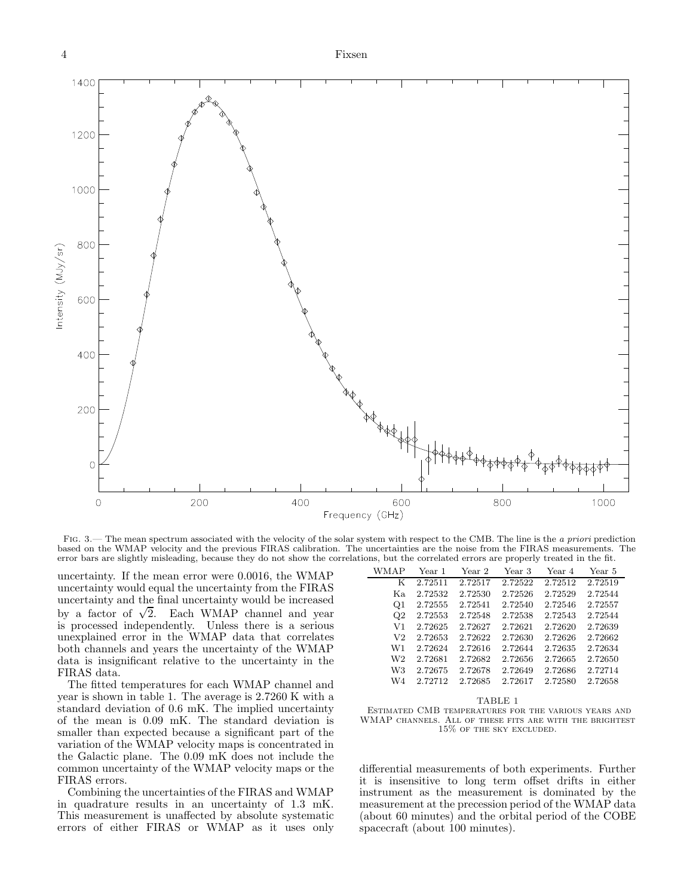FIG. 3.— The mean spectrum associated with the velocity of the solar system with respect to the CMB. The line is the *a priori* prediction based on the WMAP velocity and the previous FIRAS calibration. The uncertainties are the noise from the FIRAS measurements. The error bars are slightly misleading, because they do not show the correlations, but the correlated errors are properly treated in the fit.

uncertainty. If the mean error were 0.0016, the WMAP uncertainty would equal the uncertainty from the FIRAS uncertainty and the final uncertainty would be increased by a factor of $\sqrt{2}$. Each WMAP channel and year is processed independently. Unless there is a serious unexplained error in the WMAP data that correlates both channels and years the uncertainty of the WMAP data is insignificant relative to the uncertainty in the FIRAS data.

The fitted temperatures for each WMAP channel and year is shown in table 1. The average is 2.7260 K with a standard deviation of 0.6 mK. The implied uncertainty of the mean is 0.09 mK. The standard deviation is smaller than expected because a significant part of the variation of the WMAP velocity maps is concentrated in the Galactic plane. The 0.09 mK does not include the common uncertainty of the WMAP velocity maps or the FIRAS errors.

Combining the uncertainties of the FIRAS and WMAP in quadrature results in an uncertainty of 1.3 mK. This measurement is unaffected by absolute systematic errors of either FIRAS or WMAP as it uses only differential measurements of both experiments. Further it is insensitive to long term offset drifts in either instrument as the measurement is dominated by the measurement at the precession period of the WMAP data (about 60 minutes) and the orbital period of the COBE spacecraft (about 100 minutes).

| WMAP | Year 1 | Year 2 | Year 3 | Year 4 | Year 5 |
|---|---|---|---|---|---|
| K | 2.72511 | 2.72517 | 2.72522 | 2.72512 | 2.72519 |
| Ka | 2.72532 | 2.72530 | 2.72526 | 2.72529 | 2.72544 |
| Q1 | 2.72555 | 2.72541 | 2.72540 | 2.72546 | 2.72557 |
| Q2 | 2.72553 | 2.72548 | 2.72538 | 2.72543 | 2.72544 |
| V1 | 2.72625 | 2.72627 | 2.72621 | 2.72620 | 2.72639 |
| V2 | 2.72653 | 2.72622 | 2.72630 | 2.72626 | 2.72662 |
| W1 | 2.72624 | 2.72616 | 2.72644 | 2.72635 | 2.72634 |
| W2 | 2.72681 | 2.72682 | 2.72656 | 2.72665 | 2.72650 |
| W3 | 2.72675 | 2.72678 | 2.72649 | 2.72686 | 2.72714 |
| W4 | 2.72712 | 2.72685 | 2.72617 | 2.72580 | 2.72658 |

TABLE 1
ESTIMATED CMB TEMPERATURES FOR THE VARIOUS YEARS AND WMAP CHANNELS. ALL OF THESE FITS ARE WITH THE BRIGHTEST 15% OF THE SKY EXCLUDED.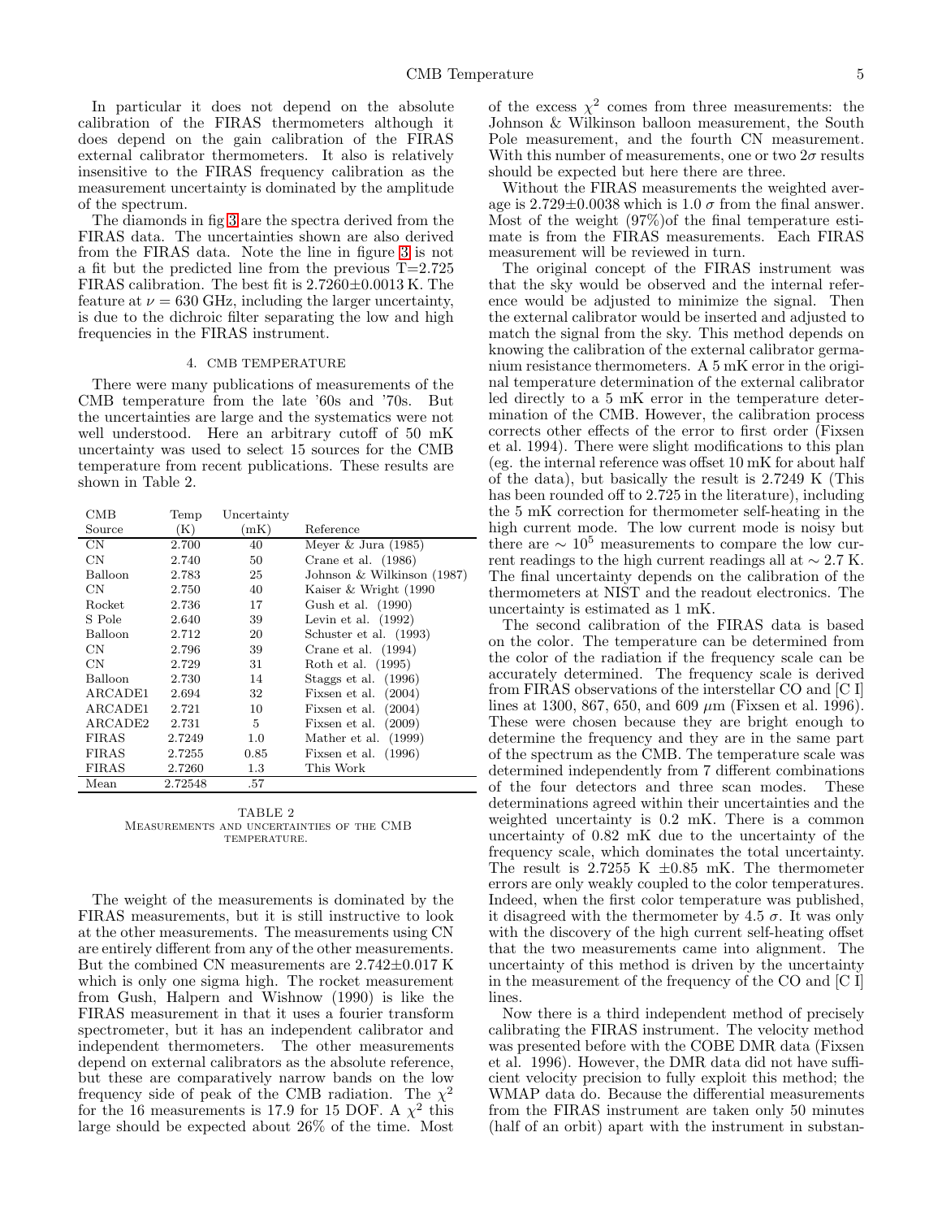In particular it does not depend on the absolute calibration of the FIRAS thermometers although it does depend on the gain calibration of the FIRAS external calibrator thermometers. It also is relatively insensitive to the FIRAS frequency calibration as the measurement uncertainty is dominated by the amplitude of the spectrum.

The diamonds in fig 3 are the spectra derived from the FIRAS data. The uncertainties shown are also derived from the FIRAS data. Note the line in figure 3 is not a fit but the predicted line from the previous T=2.725 FIRAS calibration. The best fit is 2.7260±0.0013 K. The feature at $\nu = 630$ GHz, including the larger uncertainty, is due to the dichroic filter separating the low and high frequencies in the FIRAS instrument.

## 4. CMB TEMPERATURE

There were many publications of measurements of the CMB temperature from the late '60s and '70s. But the uncertainties are large and the systematics were not well understood. Here an arbitrary cutoff of 50 mK uncertainty was used to select 15 sources for the CMB temperature from recent publications. These results are shown in Table 2.

| CMB Source | Temp (K) | Uncertainty (mK) | Reference |
|---|---|---|---|
| CN | 2.700 | 40 | Meyer & Jura (1985) |
| CN | 2.740 | 50 | Crane et al. (1986) |
| Balloon | 2.783 | 25 | Johnson & Wilkinson (1987) |
| CN | 2.750 | 40 | Kaiser & Wright (1990 |
| Rocket | 2.736 | 17 | Gush et al. (1990) |
| S Pole | 2.640 | 39 | Levin et al. (1992) |
| Balloon | 2.712 | 20 | Schuster et al. (1993) |
| CN | 2.796 | 39 | Crane et al. (1994) |
| CN | 2.729 | 31 | Roth et al. (1995) |
| Balloon | 2.730 | 14 | Staggs et al. (1996) |
| ARCADE1 | 2.694 | 32 | Fixsen et al. (2004) |
| ARCADE1 | 2.721 | 10 | Fixsen et al. (2004) |
| ARCADE2 | 2.731 | 5 | Fixsen et al. (2009) |
| FIRAS | 2.7249 | 1.0 | Mather et al. (1999) |
| FIRAS | 2.7255 | 0.85 | Fixsen et al. (1996) |
| FIRAS | 2.7260 | 1.3 | This Work |
| Mean | 2.72548 | .57 | |

TABLE 2
MEASUREMENTS AND UNCERTAINTIES OF THE CMB TEMPERATURE.

The weight of the measurements is dominated by the FIRAS measurements, but it is still instructive to look at the other measurements. The measurements using CN are entirely different from any of the other measurements. But the combined CN measurements are 2.742±0.017 K which is only one sigma high. The rocket measurement from Gush, Halpern and Wishnow (1990) is like the FIRAS measurement in that it uses a fourier transform spectrometer, but it has an independent calibrator and independent thermometers. The other measurements depend on external calibrators as the absolute reference, but these are comparatively narrow bands on the low frequency side of peak of the CMB radiation. The $\chi^2$ for the 16 measurements is 17.9 for 15 DOF. A $\chi^2$ this large should be expected about 26% of the time. Most of the excess $\chi^2$ comes from three measurements: the Johnson & Wilkinson balloon measurement, the South Pole measurement, and the fourth CN measurement. With this number of measurements, one or two $2\sigma$ results should be expected but here there are three.

Without the FIRAS measurements the weighted average is 2.729±0.0038 which is 1.0 $\sigma$ from the final answer. Most of the weight (97%)of the final temperature estimate is from the FIRAS measurements. Each FIRAS measurement will be reviewed in turn.

The original concept of the FIRAS instrument was that the sky would be observed and the internal reference would be adjusted to minimize the signal. Then the external calibrator would be inserted and adjusted to match the signal from the sky. This method depends on knowing the calibration of the external calibrator germanium resistance thermometers. A 5 mK error in the original temperature determination of the external calibrator led directly to a 5 mK error in the temperature determination of the CMB. However, the calibration process corrects other effects of the error to first order (Fixsen et al. 1994). There were slight modifications to this plan (eg. the internal reference was offset 10 mK for about half of the data), but basically the result is 2.7249 K (This has been rounded off to 2.725 in the literature), including the 5 mK correction for thermometer self-heating in the high current mode. The low current mode is noisy but there are $\sim 10^5$ measurements to compare the low current readings to the high current readings all at $\sim 2.7$ K. The final uncertainty depends on the calibration of the thermometers at NIST and the readout electronics. The uncertainty is estimated as 1 mK.

The second calibration of the FIRAS data is based on the color. The temperature can be determined from the color of the radiation if the frequency scale can be accurately determined. The frequency scale is derived from FIRAS observations of the interstellar CO and [C I] lines at 1300, 867, 650, and 609 $\mu$m (Fixsen et al. 1996). These were chosen because they are bright enough to determine the frequency and they are in the same part of the spectrum as the CMB. The temperature scale was determined independently from 7 different combinations of the four detectors and three scan modes. These determinations agreed within their uncertainties and the weighted uncertainty is 0.2 mK. There is a common uncertainty of 0.82 mK due to the uncertainty of the frequency scale, which dominates the total uncertainty. The result is 2.7255 K ±0.85 mK. The thermometer errors are only weakly coupled to the color temperatures. Indeed, when the first color temperature was published, it disagreed with the thermometer by 4.5 $\sigma$. It was only with the discovery of the high current self-heating offset that the two measurements came into alignment. The uncertainty of this method is driven by the uncertainty in the measurement of the frequency of the CO and [C I] lines.

Now there is a third independent method of precisely calibrating the FIRAS instrument. The velocity method was presented before with the COBE DMR data (Fixsen et al. 1996). However, the DMR data did not have sufficient velocity precision to fully exploit this method; the WMAP data do. Because the differential measurements from the FIRAS instrument are taken only 50 minutes (half of an orbit) apart with the instrument in substan-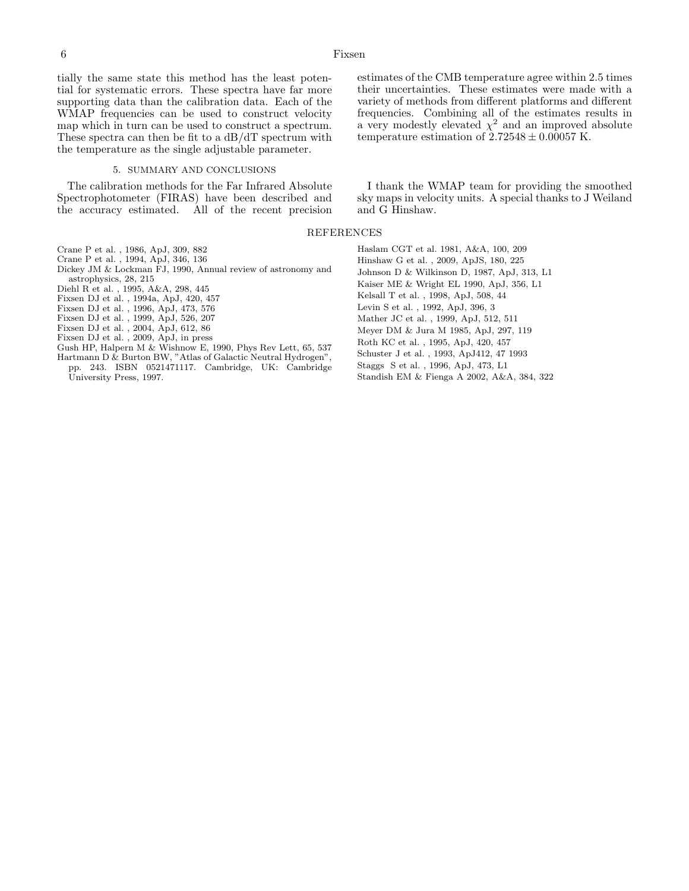tially the same state this method has the least potential for systematic errors. These spectra have far more supporting data than the calibration data. Each of the WMAP frequencies can be used to construct velocity map which in turn can be used to construct a spectrum. These spectra can then be fit to a dB/dT spectrum with the temperature as the single adjustable parameter.

## 5. SUMMARY AND CONCLUSIONS

The calibration methods for the Far Infrared Absolute Spectrophotometer (FIRAS) have been described and the accuracy estimated. All of the recent precision estimates of the CMB temperature agree within 2.5 times their uncertainties. These estimates were made with a variety of methods from different platforms and different frequencies. Combining all of the estimates results in a very modestly elevated $\chi^2$ and an improved absolute temperature estimation of $2.72548 \pm 0.00057$ K.

I thank the WMAP team for providing the smoothed sky maps in velocity units. A special thanks to J Weiland and G Hinshaw.

## REFERENCES

Crane P et al. , 1986, ApJ, 309, 882
Crane P et al. , 1994, ApJ, 346, 136
Dickey JM & Lockman FJ, 1990, Annual review of astronomy and astrophysics, 28, 215
Diehl R et al. , 1995, A&A, 298, 445
Fixsen DJ et al. , 1994a, ApJ, 420, 457
Fixsen DJ et al. , 1996, ApJ, 473, 576
Fixsen DJ et al. , 1999, ApJ, 526, 207
Fixsen DJ et al. , 2004, ApJ, 612, 86
Fixsen DJ et al. , 2009, ApJ, in press
Gush HP, Halpern M & Wishnow E, 1990, Phys Rev Lett, 65, 537
Hartmann D & Burton BW, "Atlas of Galactic Neutral Hydrogen", pp. 243. ISBN 0521471117. Cambridge, UK: Cambridge University Press, 1997.
Haslam CGT et al. 1981, A&A, 100, 209
Hinshaw G et al. , 2009, ApJS, 180, 225
Johnson D & Wilkinson D, 1987, ApJ, 313, L1
Kaiser ME & Wright EL 1990, ApJ, 356, L1
Kelsall T et al. , 1998, ApJ, 508, 44
Levin S et al. , 1992, ApJ, 396, 3
Mather JC et al. , 1999, ApJ, 512, 511
Meyer DM & Jura M 1985, ApJ, 297, 119
Roth KC et al. , 1995, ApJ, 420, 457
Schuster J et al. , 1993, ApJ412, 47 1993
Staggs S et al. , 1996, ApJ, 473, L1
Standish EM & Fienga A 2002, A&A, 384, 322